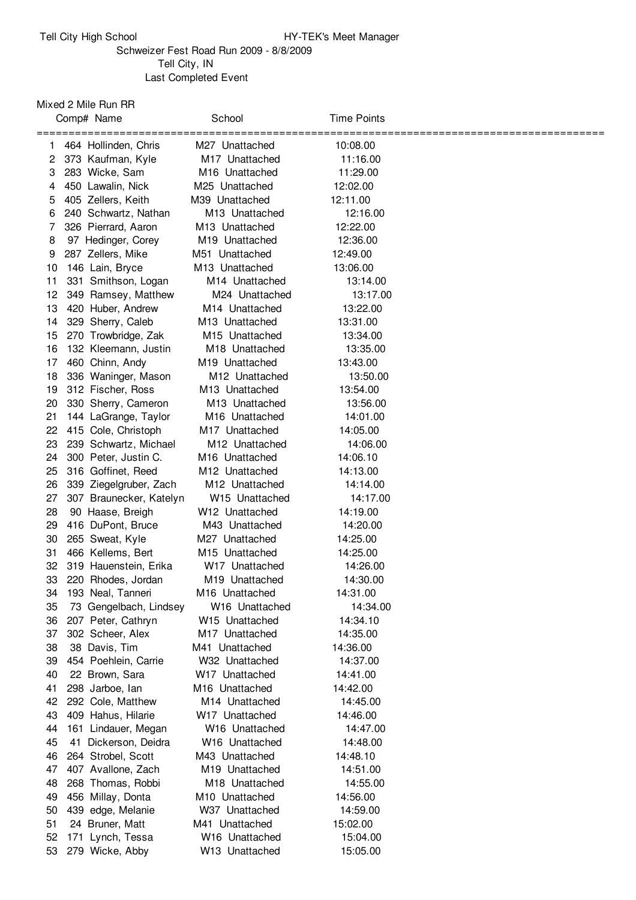Tell City High School — HY-TEK's Meet Manager

Schweizer Fest Road Run 2009 - 8/8/2009

Tell City, IN

Last Completed Event

## Mixed 2 Mile Run RR

| | Comp# | Name | | School | Time | Points |
|---|---|---|---|---|---|---|
| 1 | 464 | Hollinden, Chris | M27 | Unattached | 10:08.00 | |
| 2 | 373 | Kaufman, Kyle | M17 | Unattached | 11:16.00 | |
| 3 | 283 | Wicke, Sam | M16 | Unattached | 11:29.00 | |
| 4 | 450 | Lawalin, Nick | M25 | Unattached | 12:02.00 | |
| 5 | 405 | Zellers, Keith | M39 | Unattached | 12:11.00 | |
| 6 | 240 | Schwartz, Nathan | M13 | Unattached | 12:16.00 | |
| 7 | 326 | Pierrard, Aaron | M13 | Unattached | 12:22.00 | |
| 8 | 97 | Hedinger, Corey | M19 | Unattached | 12:36.00 | |
| 9 | 287 | Zellers, Mike | M51 | Unattached | 12:49.00 | |
| 10 | 146 | Lain, Bryce | M13 | Unattached | 13:06.00 | |
| 11 | 331 | Smithson, Logan | M14 | Unattached | 13:14.00 | |
| 12 | 349 | Ramsey, Matthew | M24 | Unattached | 13:17.00 | |
| 13 | 420 | Huber, Andrew | M14 | Unattached | 13:22.00 | |
| 14 | 329 | Sherry, Caleb | M13 | Unattached | 13:31.00 | |
| 15 | 270 | Trowbridge, Zak | M15 | Unattached | 13:34.00 | |
| 16 | 132 | Kleemann, Justin | M18 | Unattached | 13:35.00 | |
| 17 | 460 | Chinn, Andy | M19 | Unattached | 13:43.00 | |
| 18 | 336 | Waninger, Mason | M12 | Unattached | 13:50.00 | |
| 19 | 312 | Fischer, Ross | M13 | Unattached | 13:54.00 | |
| 20 | 330 | Sherry, Cameron | M13 | Unattached | 13:56.00 | |
| 21 | 144 | LaGrange, Taylor | M16 | Unattached | 14:01.00 | |
| 22 | 415 | Cole, Christoph | M17 | Unattached | 14:05.00 | |
| 23 | 239 | Schwartz, Michael | M12 | Unattached | 14:06.00 | |
| 24 | 300 | Peter, Justin C. | M16 | Unattached | 14:06.10 | |
| 25 | 316 | Goffinet, Reed | M12 | Unattached | 14:13.00 | |
| 26 | 339 | Ziegelgruber, Zach | M12 | Unattached | 14:14.00 | |
| 27 | 307 | Braunecker, Katelyn | W15 | Unattached | 14:17.00 | |
| 28 | 90 | Haase, Breigh | W12 | Unattached | 14:19.00 | |
| 29 | 416 | DuPont, Bruce | M43 | Unattached | 14:20.00 | |
| 30 | 265 | Sweat, Kyle | M27 | Unattached | 14:25.00 | |
| 31 | 466 | Kellems, Bert | M15 | Unattached | 14:25.00 | |
| 32 | 319 | Hauenstein, Erika | W17 | Unattached | 14:26.00 | |
| 33 | 220 | Rhodes, Jordan | M19 | Unattached | 14:30.00 | |
| 34 | 193 | Neal, Tanneri | M16 | Unattached | 14:31.00 | |
| 35 | 73 | Gengelbach, Lindsey | W16 | Unattached | 14:34.00 | |
| 36 | 207 | Peter, Cathryn | W15 | Unattached | 14:34.10 | |
| 37 | 302 | Scheer, Alex | M17 | Unattached | 14:35.00 | |
| 38 | 38 | Davis, Tim | M41 | Unattached | 14:36.00 | |
| 39 | 454 | Poehlein, Carrie | W32 | Unattached | 14:37.00 | |
| 40 | 22 | Brown, Sara | W17 | Unattached | 14:41.00 | |
| 41 | 298 | Jarboe, Ian | M16 | Unattached | 14:42.00 | |
| 42 | 292 | Cole, Matthew | M14 | Unattached | 14:45.00 | |
| 43 | 409 | Hahus, Hilarie | W17 | Unattached | 14:46.00 | |
| 44 | 161 | Lindauer, Megan | W16 | Unattached | 14:47.00 | |
| 45 | 41 | Dickerson, Deidra | W16 | Unattached | 14:48.00 | |
| 46 | 264 | Strobel, Scott | M43 | Unattached | 14:48.10 | |
| 47 | 407 | Avallone, Zach | M19 | Unattached | 14:51.00 | |
| 48 | 268 | Thomas, Robbi | M18 | Unattached | 14:55.00 | |
| 49 | 456 | Millay, Donta | M10 | Unattached | 14:56.00 | |
| 50 | 439 | edge, Melanie | W37 | Unattached | 14:59.00 | |
| 51 | 24 | Bruner, Matt | M41 | Unattached | 15:02.00 | |
| 52 | 171 | Lynch, Tessa | W16 | Unattached | 15:04.00 | |
| 53 | 279 | Wicke, Abby | W13 | Unattached | 15:05.00 | |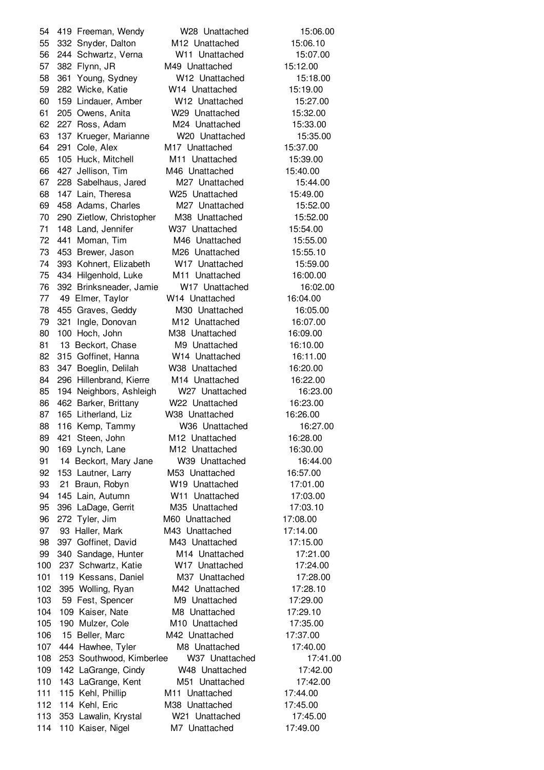| Place | Bib | Name | Div | Team | Time |
|---|---|---|---|---|---|
| 54 | 419 | Freeman, Wendy | W28 | Unattached | 15:06.00 |
| 55 | 332 | Snyder, Dalton | M12 | Unattached | 15:06.10 |
| 56 | 244 | Schwartz, Verna | W11 | Unattached | 15:07.00 |
| 57 | 382 | Flynn, JR | M49 | Unattached | 15:12.00 |
| 58 | 361 | Young, Sydney | W12 | Unattached | 15:18.00 |
| 59 | 282 | Wicke, Katie | W14 | Unattached | 15:19.00 |
| 60 | 159 | Lindauer, Amber | W12 | Unattached | 15:27.00 |
| 61 | 205 | Owens, Anita | W29 | Unattached | 15:32.00 |
| 62 | 227 | Ross, Adam | M24 | Unattached | 15:33.00 |
| 63 | 137 | Krueger, Marianne | W20 | Unattached | 15:35.00 |
| 64 | 291 | Cole, Alex | M17 | Unattached | 15:37.00 |
| 65 | 105 | Huck, Mitchell | M11 | Unattached | 15:39.00 |
| 66 | 427 | Jellison, Tim | M46 | Unattached | 15:40.00 |
| 67 | 228 | Sabelhaus, Jared | M27 | Unattached | 15:44.00 |
| 68 | 147 | Lain, Theresa | W25 | Unattached | 15:49.00 |
| 69 | 458 | Adams, Charles | M27 | Unattached | 15:52.00 |
| 70 | 290 | Zietlow, Christopher | M38 | Unattached | 15:52.00 |
| 71 | 148 | Land, Jennifer | W37 | Unattached | 15:54.00 |
| 72 | 441 | Moman, Tim | M46 | Unattached | 15:55.00 |
| 73 | 453 | Brewer, Jason | M26 | Unattached | 15:55.10 |
| 74 | 393 | Kohnert, Elizabeth | W17 | Unattached | 15:59.00 |
| 75 | 434 | Hilgenhold, Luke | M11 | Unattached | 16:00.00 |
| 76 | 392 | Brinksneader, Jamie | W17 | Unattached | 16:02.00 |
| 77 | 49 | Elmer, Taylor | W14 | Unattached | 16:04.00 |
| 78 | 455 | Graves, Geddy | M30 | Unattached | 16:05.00 |
| 79 | 321 | Ingle, Donovan | M12 | Unattached | 16:07.00 |
| 80 | 100 | Hoch, John | M38 | Unattached | 16:09.00 |
| 81 | 13 | Beckort, Chase | M9 | Unattached | 16:10.00 |
| 82 | 315 | Goffinet, Hanna | W14 | Unattached | 16:11.00 |
| 83 | 347 | Boeglin, Delilah | W38 | Unattached | 16:20.00 |
| 84 | 296 | Hillenbrand, Kierre | M14 | Unattached | 16:22.00 |
| 85 | 194 | Neighbors, Ashleigh | W27 | Unattached | 16:23.00 |
| 86 | 462 | Barker, Brittany | W22 | Unattached | 16:23.00 |
| 87 | 165 | Litherland, Liz | W38 | Unattached | 16:26.00 |
| 88 | 116 | Kemp, Tammy | W36 | Unattached | 16:27.00 |
| 89 | 421 | Steen, John | M12 | Unattached | 16:28.00 |
| 90 | 169 | Lynch, Lane | M12 | Unattached | 16:30.00 |
| 91 | 14 | Beckort, Mary Jane | W39 | Unattached | 16:44.00 |
| 92 | 153 | Lautner, Larry | M53 | Unattached | 16:57.00 |
| 93 | 21 | Braun, Robyn | W19 | Unattached | 17:01.00 |
| 94 | 145 | Lain, Autumn | W11 | Unattached | 17:03.00 |
| 95 | 396 | LaDage, Gerrit | M35 | Unattached | 17:03.10 |
| 96 | 272 | Tyler, Jim | M60 | Unattached | 17:08.00 |
| 97 | 93 | Haller, Mark | M43 | Unattached | 17:14.00 |
| 98 | 397 | Goffinet, David | M43 | Unattached | 17:15.00 |
| 99 | 340 | Sandage, Hunter | M14 | Unattached | 17:21.00 |
| 100 | 237 | Schwartz, Katie | W17 | Unattached | 17:24.00 |
| 101 | 119 | Kessans, Daniel | M37 | Unattached | 17:28.00 |
| 102 | 395 | Wolling, Ryan | M42 | Unattached | 17:28.10 |
| 103 | 59 | Fest, Spencer | M9 | Unattached | 17:29.00 |
| 104 | 109 | Kaiser, Nate | M8 | Unattached | 17:29.10 |
| 105 | 190 | Mulzer, Cole | M10 | Unattached | 17:35.00 |
| 106 | 15 | Beller, Marc | M42 | Unattached | 17:37.00 |
| 107 | 444 | Hawhee, Tyler | M8 | Unattached | 17:40.00 |
| 108 | 253 | Southwood, Kimberlee | W37 | Unattached | 17:41.00 |
| 109 | 142 | LaGrange, Cindy | W48 | Unattached | 17:42.00 |
| 110 | 143 | LaGrange, Kent | M51 | Unattached | 17:42.00 |
| 111 | 115 | Kehl, Phillip | M11 | Unattached | 17:44.00 |
| 112 | 114 | Kehl, Eric | M38 | Unattached | 17:45.00 |
| 113 | 353 | Lawalin, Krystal | W21 | Unattached | 17:45.00 |
| 114 | 110 | Kaiser, Nigel | M7 | Unattached | 17:49.00 |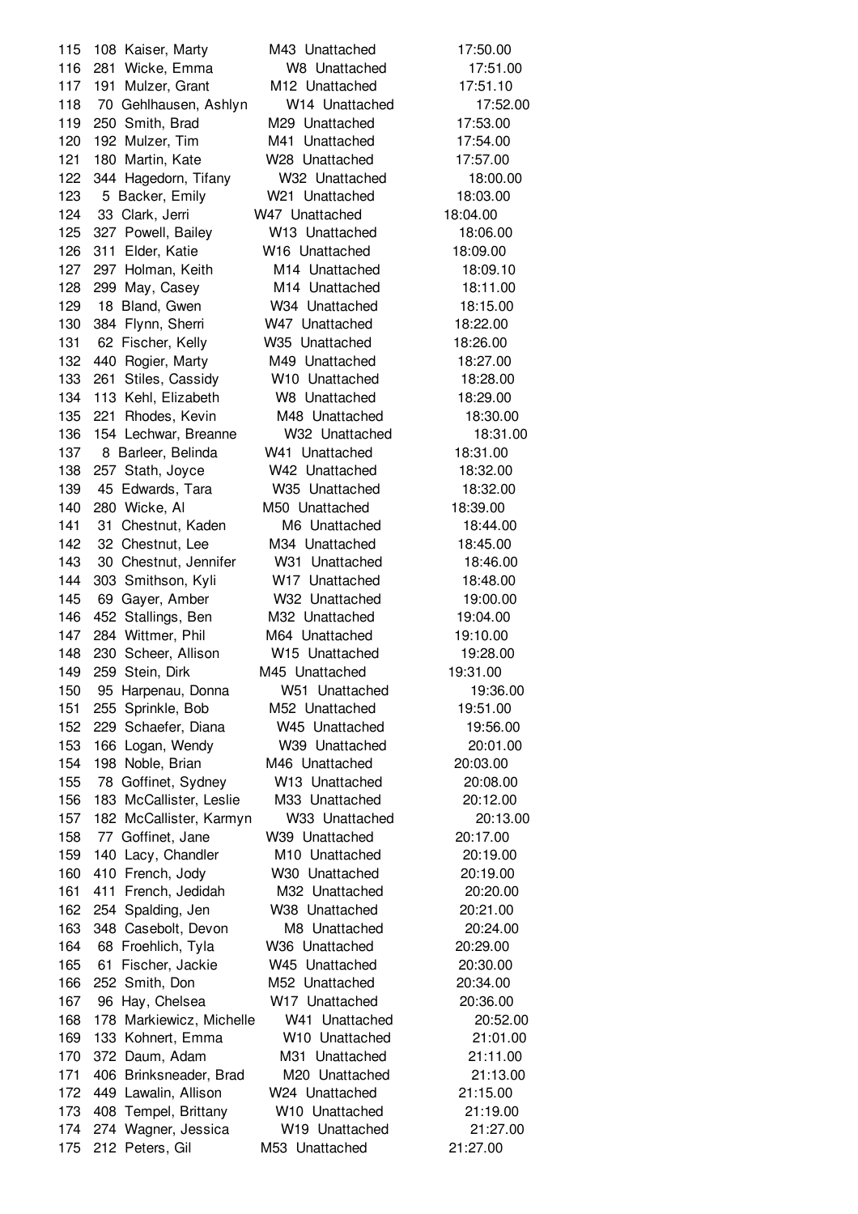| | | | | | |
|---|---|---|---|---|---|
| 115 | 108 | Kaiser, Marty | M43 | Unattached | 17:50.00 |
| 116 | 281 | Wicke, Emma | W8 | Unattached | 17:51.00 |
| 117 | 191 | Mulzer, Grant | M12 | Unattached | 17:51.10 |
| 118 | 70 | Gehlhausen, Ashlyn | W14 | Unattached | 17:52.00 |
| 119 | 250 | Smith, Brad | M29 | Unattached | 17:53.00 |
| 120 | 192 | Mulzer, Tim | M41 | Unattached | 17:54.00 |
| 121 | 180 | Martin, Kate | W28 | Unattached | 17:57.00 |
| 122 | 344 | Hagedorn, Tifany | W32 | Unattached | 18:00.00 |
| 123 | 5 | Backer, Emily | W21 | Unattached | 18:03.00 |
| 124 | 33 | Clark, Jerri | W47 | Unattached | 18:04.00 |
| 125 | 327 | Powell, Bailey | W13 | Unattached | 18:06.00 |
| 126 | 311 | Elder, Katie | W16 | Unattached | 18:09.00 |
| 127 | 297 | Holman, Keith | M14 | Unattached | 18:09.10 |
| 128 | 299 | May, Casey | M14 | Unattached | 18:11.00 |
| 129 | 18 | Bland, Gwen | W34 | Unattached | 18:15.00 |
| 130 | 384 | Flynn, Sherri | W47 | Unattached | 18:22.00 |
| 131 | 62 | Fischer, Kelly | W35 | Unattached | 18:26.00 |
| 132 | 440 | Rogier, Marty | M49 | Unattached | 18:27.00 |
| 133 | 261 | Stiles, Cassidy | W10 | Unattached | 18:28.00 |
| 134 | 113 | Kehl, Elizabeth | W8 | Unattached | 18:29.00 |
| 135 | 221 | Rhodes, Kevin | M48 | Unattached | 18:30.00 |
| 136 | 154 | Lechwar, Breanne | W32 | Unattached | 18:31.00 |
| 137 | 8 | Barleer, Belinda | W41 | Unattached | 18:31.00 |
| 138 | 257 | Stath, Joyce | W42 | Unattached | 18:32.00 |
| 139 | 45 | Edwards, Tara | W35 | Unattached | 18:32.00 |
| 140 | 280 | Wicke, Al | M50 | Unattached | 18:39.00 |
| 141 | 31 | Chestnut, Kaden | M6 | Unattached | 18:44.00 |
| 142 | 32 | Chestnut, Lee | M34 | Unattached | 18:45.00 |
| 143 | 30 | Chestnut, Jennifer | W31 | Unattached | 18:46.00 |
| 144 | 303 | Smithson, Kyli | W17 | Unattached | 18:48.00 |
| 145 | 69 | Gayer, Amber | W32 | Unattached | 19:00.00 |
| 146 | 452 | Stallings, Ben | M32 | Unattached | 19:04.00 |
| 147 | 284 | Wittmer, Phil | M64 | Unattached | 19:10.00 |
| 148 | 230 | Scheer, Allison | W15 | Unattached | 19:28.00 |
| 149 | 259 | Stein, Dirk | M45 | Unattached | 19:31.00 |
| 150 | 95 | Harpenau, Donna | W51 | Unattached | 19:36.00 |
| 151 | 255 | Sprinkle, Bob | M52 | Unattached | 19:51.00 |
| 152 | 229 | Schaefer, Diana | W45 | Unattached | 19:56.00 |
| 153 | 166 | Logan, Wendy | W39 | Unattached | 20:01.00 |
| 154 | 198 | Noble, Brian | M46 | Unattached | 20:03.00 |
| 155 | 78 | Goffinet, Sydney | W13 | Unattached | 20:08.00 |
| 156 | 183 | McCallister, Leslie | M33 | Unattached | 20:12.00 |
| 157 | 182 | McCallister, Karmyn | W33 | Unattached | 20:13.00 |
| 158 | 77 | Goffinet, Jane | W39 | Unattached | 20:17.00 |
| 159 | 140 | Lacy, Chandler | M10 | Unattached | 20:19.00 |
| 160 | 410 | French, Jody | W30 | Unattached | 20:19.00 |
| 161 | 411 | French, Jedidah | M32 | Unattached | 20:20.00 |
| 162 | 254 | Spalding, Jen | W38 | Unattached | 20:21.00 |
| 163 | 348 | Casebolt, Devon | M8 | Unattached | 20:24.00 |
| 164 | 68 | Froehlich, Tyla | W36 | Unattached | 20:29.00 |
| 165 | 61 | Fischer, Jackie | W45 | Unattached | 20:30.00 |
| 166 | 252 | Smith, Don | M52 | Unattached | 20:34.00 |
| 167 | 96 | Hay, Chelsea | W17 | Unattached | 20:36.00 |
| 168 | 178 | Markiewicz, Michelle | W41 | Unattached | 20:52.00 |
| 169 | 133 | Kohnert, Emma | W10 | Unattached | 21:01.00 |
| 170 | 372 | Daum, Adam | M31 | Unattached | 21:11.00 |
| 171 | 406 | Brinksneader, Brad | M20 | Unattached | 21:13.00 |
| 172 | 449 | Lawalin, Allison | W24 | Unattached | 21:15.00 |
| 173 | 408 | Tempel, Brittany | W10 | Unattached | 21:19.00 |
| 174 | 274 | Wagner, Jessica | W19 | Unattached | 21:27.00 |
| 175 | 212 | Peters, Gil | M53 | Unattached | 21:27.00 |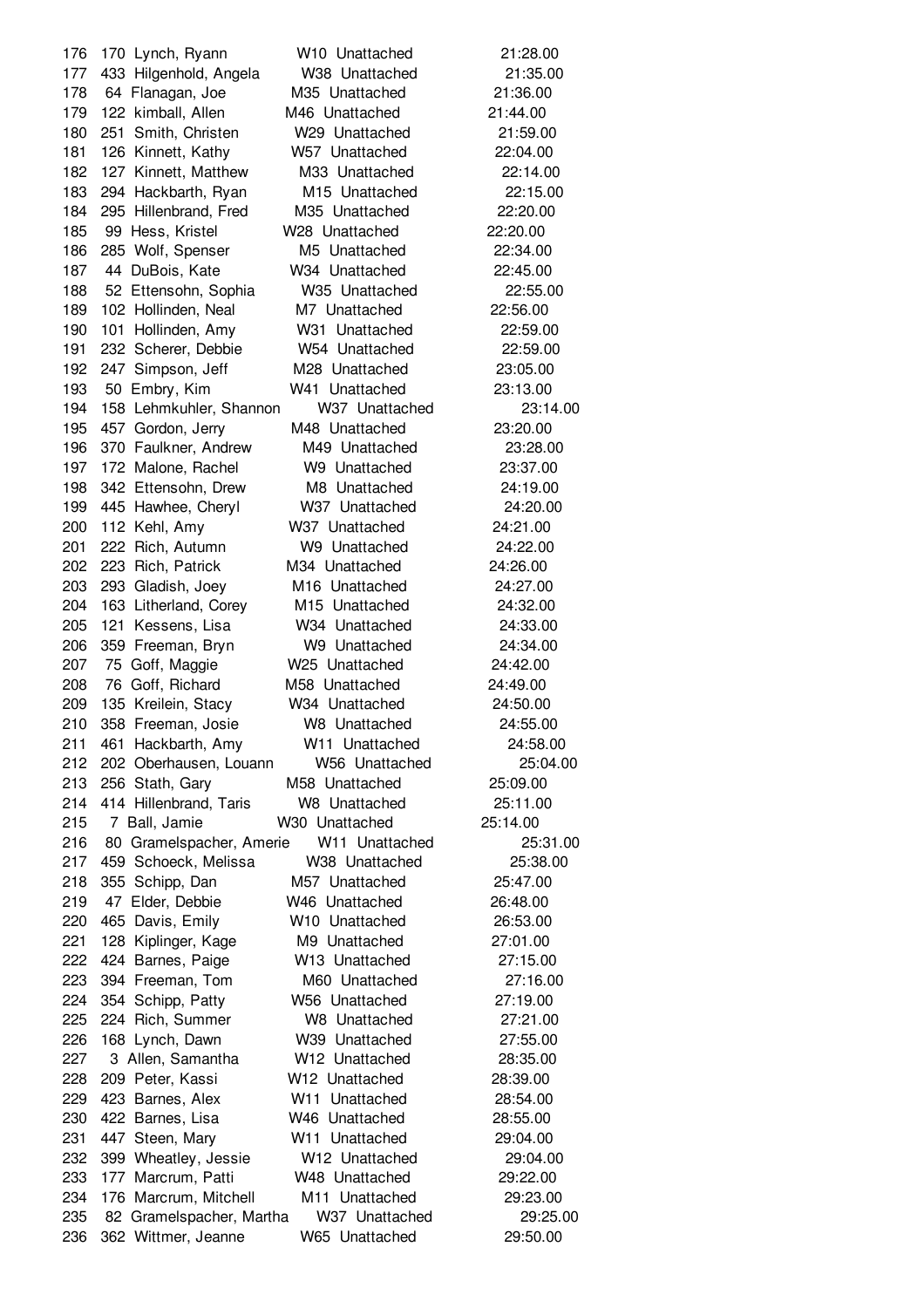| Place | Bib | Name | Div | Team | Time |
|---|---|---|---|---|---|
| 176 | 170 | Lynch, Ryann | W10 | Unattached | 21:28.00 |
| 177 | 433 | Hilgenhold, Angela | W38 | Unattached | 21:35.00 |
| 178 | 64 | Flanagan, Joe | M35 | Unattached | 21:36.00 |
| 179 | 122 | kimball, Allen | M46 | Unattached | 21:44.00 |
| 180 | 251 | Smith, Christen | W29 | Unattached | 21:59.00 |
| 181 | 126 | Kinnett, Kathy | W57 | Unattached | 22:04.00 |
| 182 | 127 | Kinnett, Matthew | M33 | Unattached | 22:14.00 |
| 183 | 294 | Hackbarth, Ryan | M15 | Unattached | 22:15.00 |
| 184 | 295 | Hillenbrand, Fred | M35 | Unattached | 22:20.00 |
| 185 | 99 | Hess, Kristel | W28 | Unattached | 22:20.00 |
| 186 | 285 | Wolf, Spenser | M5 | Unattached | 22:34.00 |
| 187 | 44 | DuBois, Kate | W34 | Unattached | 22:45.00 |
| 188 | 52 | Ettensohn, Sophia | W35 | Unattached | 22:55.00 |
| 189 | 102 | Hollinden, Neal | M7 | Unattached | 22:56.00 |
| 190 | 101 | Hollinden, Amy | W31 | Unattached | 22:59.00 |
| 191 | 232 | Scherer, Debbie | W54 | Unattached | 22:59.00 |
| 192 | 247 | Simpson, Jeff | M28 | Unattached | 23:05.00 |
| 193 | 50 | Embry, Kim | W41 | Unattached | 23:13.00 |
| 194 | 158 | Lehmkuhler, Shannon | W37 | Unattached | 23:14.00 |
| 195 | 457 | Gordon, Jerry | M48 | Unattached | 23:20.00 |
| 196 | 370 | Faulkner, Andrew | M49 | Unattached | 23:28.00 |
| 197 | 172 | Malone, Rachel | W9 | Unattached | 23:37.00 |
| 198 | 342 | Ettensohn, Drew | M8 | Unattached | 24:19.00 |
| 199 | 445 | Hawhee, Cheryl | W37 | Unattached | 24:20.00 |
| 200 | 112 | Kehl, Amy | W37 | Unattached | 24:21.00 |
| 201 | 222 | Rich, Autumn | W9 | Unattached | 24:22.00 |
| 202 | 223 | Rich, Patrick | M34 | Unattached | 24:26.00 |
| 203 | 293 | Gladish, Joey | M16 | Unattached | 24:27.00 |
| 204 | 163 | Litherland, Corey | M15 | Unattached | 24:32.00 |
| 205 | 121 | Kessens, Lisa | W34 | Unattached | 24:33.00 |
| 206 | 359 | Freeman, Bryn | W9 | Unattached | 24:34.00 |
| 207 | 75 | Goff, Maggie | W25 | Unattached | 24:42.00 |
| 208 | 76 | Goff, Richard | M58 | Unattached | 24:49.00 |
| 209 | 135 | Kreilein, Stacy | W34 | Unattached | 24:50.00 |
| 210 | 358 | Freeman, Josie | W8 | Unattached | 24:55.00 |
| 211 | 461 | Hackbarth, Amy | W11 | Unattached | 24:58.00 |
| 212 | 202 | Oberhausen, Louann | W56 | Unattached | 25:04.00 |
| 213 | 256 | Stath, Gary | M58 | Unattached | 25:09.00 |
| 214 | 414 | Hillenbrand, Taris | W8 | Unattached | 25:11.00 |
| 215 | 7 | Ball, Jamie | W30 | Unattached | 25:14.00 |
| 216 | 80 | Gramelspacher, Amerie | W11 | Unattached | 25:31.00 |
| 217 | 459 | Schoeck, Melissa | W38 | Unattached | 25:38.00 |
| 218 | 355 | Schipp, Dan | M57 | Unattached | 25:47.00 |
| 219 | 47 | Elder, Debbie | W46 | Unattached | 26:48.00 |
| 220 | 465 | Davis, Emily | W10 | Unattached | 26:53.00 |
| 221 | 128 | Kiplinger, Kage | M9 | Unattached | 27:01.00 |
| 222 | 424 | Barnes, Paige | W13 | Unattached | 27:15.00 |
| 223 | 394 | Freeman, Tom | M60 | Unattached | 27:16.00 |
| 224 | 354 | Schipp, Patty | W56 | Unattached | 27:19.00 |
| 225 | 224 | Rich, Summer | W8 | Unattached | 27:21.00 |
| 226 | 168 | Lynch, Dawn | W39 | Unattached | 27:55.00 |
| 227 | 3 | Allen, Samantha | W12 | Unattached | 28:35.00 |
| 228 | 209 | Peter, Kassi | W12 | Unattached | 28:39.00 |
| 229 | 423 | Barnes, Alex | W11 | Unattached | 28:54.00 |
| 230 | 422 | Barnes, Lisa | W46 | Unattached | 28:55.00 |
| 231 | 447 | Steen, Mary | W11 | Unattached | 29:04.00 |
| 232 | 399 | Wheatley, Jessie | W12 | Unattached | 29:04.00 |
| 233 | 177 | Marcrum, Patti | W48 | Unattached | 29:22.00 |
| 234 | 176 | Marcrum, Mitchell | M11 | Unattached | 29:23.00 |
| 235 | 82 | Gramelspacher, Martha | W37 | Unattached | 29:25.00 |
| 236 | 362 | Wittmer, Jeanne | W65 | Unattached | 29:50.00 |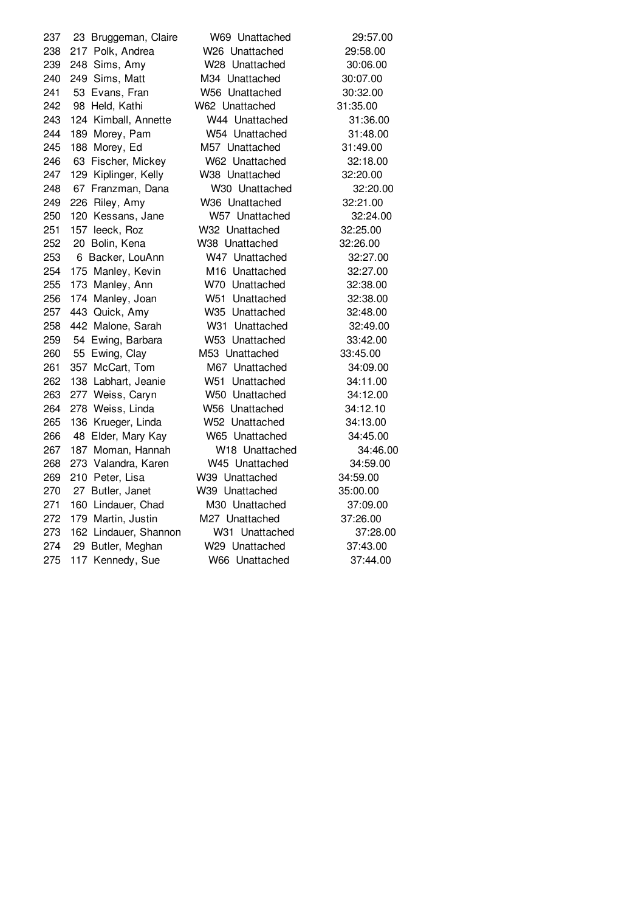| | | | | | |
|---|---|---|---|---|---|
| 237 | 23 | Bruggeman, Claire | W69 | Unattached | 29:57.00 |
| 238 | 217 | Polk, Andrea | W26 | Unattached | 29:58.00 |
| 239 | 248 | Sims, Amy | W28 | Unattached | 30:06.00 |
| 240 | 249 | Sims, Matt | M34 | Unattached | 30:07.00 |
| 241 | 53 | Evans, Fran | W56 | Unattached | 30:32.00 |
| 242 | 98 | Held, Kathi | W62 | Unattached | 31:35.00 |
| 243 | 124 | Kimball, Annette | W44 | Unattached | 31:36.00 |
| 244 | 189 | Morey, Pam | W54 | Unattached | 31:48.00 |
| 245 | 188 | Morey, Ed | M57 | Unattached | 31:49.00 |
| 246 | 63 | Fischer, Mickey | W62 | Unattached | 32:18.00 |
| 247 | 129 | Kiplinger, Kelly | W38 | Unattached | 32:20.00 |
| 248 | 67 | Franzman, Dana | W30 | Unattached | 32:20.00 |
| 249 | 226 | Riley, Amy | W36 | Unattached | 32:21.00 |
| 250 | 120 | Kessans, Jane | W57 | Unattached | 32:24.00 |
| 251 | 157 | leeck, Roz | W32 | Unattached | 32:25.00 |
| 252 | 20 | Bolin, Kena | W38 | Unattached | 32:26.00 |
| 253 | 6 | Backer, LouAnn | W47 | Unattached | 32:27.00 |
| 254 | 175 | Manley, Kevin | M16 | Unattached | 32:27.00 |
| 255 | 173 | Manley, Ann | W70 | Unattached | 32:38.00 |
| 256 | 174 | Manley, Joan | W51 | Unattached | 32:38.00 |
| 257 | 443 | Quick, Amy | W35 | Unattached | 32:48.00 |
| 258 | 442 | Malone, Sarah | W31 | Unattached | 32:49.00 |
| 259 | 54 | Ewing, Barbara | W53 | Unattached | 33:42.00 |
| 260 | 55 | Ewing, Clay | M53 | Unattached | 33:45.00 |
| 261 | 357 | McCart, Tom | M67 | Unattached | 34:09.00 |
| 262 | 138 | Labhart, Jeanie | W51 | Unattached | 34:11.00 |
| 263 | 277 | Weiss, Caryn | W50 | Unattached | 34:12.00 |
| 264 | 278 | Weiss, Linda | W56 | Unattached | 34:12.10 |
| 265 | 136 | Krueger, Linda | W52 | Unattached | 34:13.00 |
| 266 | 48 | Elder, Mary Kay | W65 | Unattached | 34:45.00 |
| 267 | 187 | Moman, Hannah | W18 | Unattached | 34:46.00 |
| 268 | 273 | Valandra, Karen | W45 | Unattached | 34:59.00 |
| 269 | 210 | Peter, Lisa | W39 | Unattached | 34:59.00 |
| 270 | 27 | Butler, Janet | W39 | Unattached | 35:00.00 |
| 271 | 160 | Lindauer, Chad | M30 | Unattached | 37:09.00 |
| 272 | 179 | Martin, Justin | M27 | Unattached | 37:26.00 |
| 273 | 162 | Lindauer, Shannon | W31 | Unattached | 37:28.00 |
| 274 | 29 | Butler, Meghan | W29 | Unattached | 37:43.00 |
| 275 | 117 | Kennedy, Sue | W66 | Unattached | 37:44.00 |